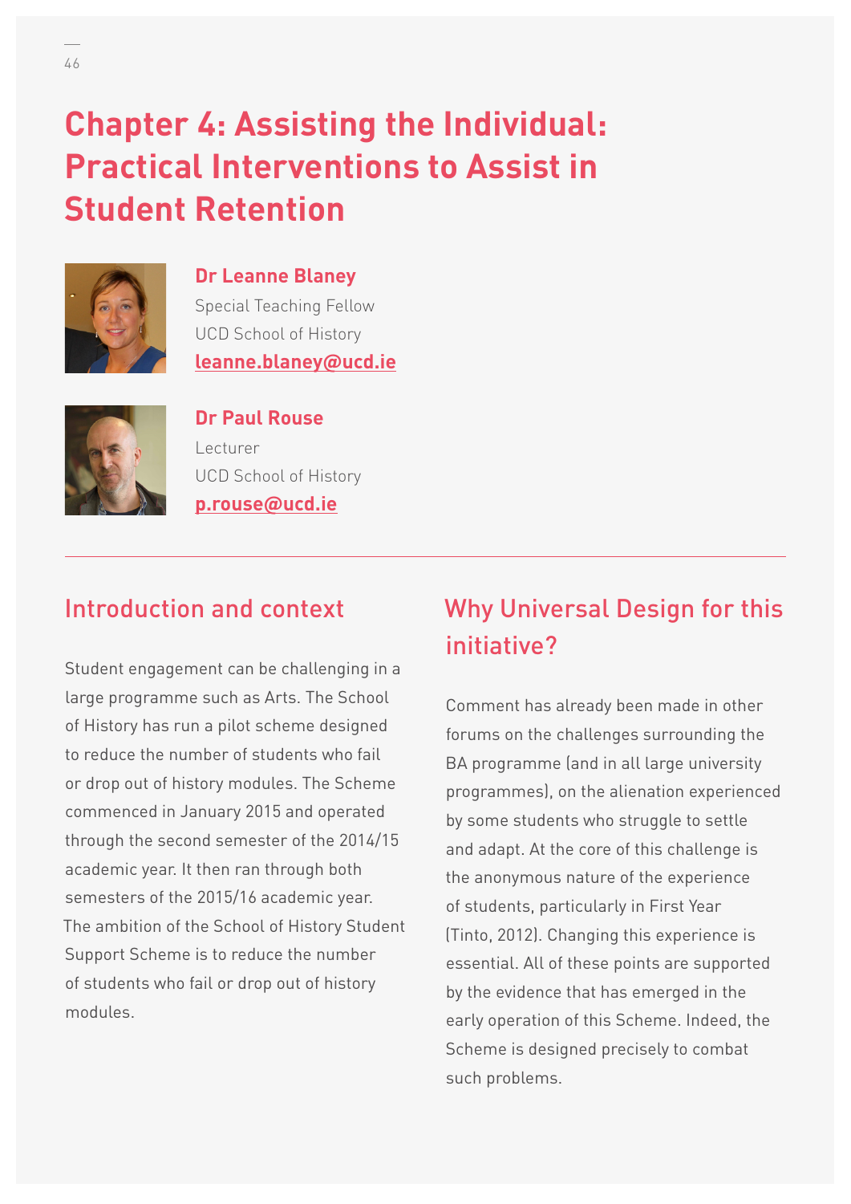# Chapter 4: Assisting the Individual: Practical Interventions to Assist in Student Retention

**Dr Leanne Blaney**
Special Teaching Fellow
UCD School of History
**leanne.blaney@ucd.ie**

**Dr Paul Rouse**
Lecturer
UCD School of History
**p.rouse@ucd.ie**

---

## Introduction and context

Student engagement can be challenging in a large programme such as Arts. The School of History has run a pilot scheme designed to reduce the number of students who fail or drop out of history modules. The Scheme commenced in January 2015 and operated through the second semester of the 2014/15 academic year. It then ran through both semesters of the 2015/16 academic year. The ambition of the School of History Student Support Scheme is to reduce the number of students who fail or drop out of history modules.

## Why Universal Design for this initiative?

Comment has already been made in other forums on the challenges surrounding the BA programme (and in all large university programmes), on the alienation experienced by some students who struggle to settle and adapt. At the core of this challenge is the anonymous nature of the experience of students, particularly in First Year (Tinto, 2012). Changing this experience is essential. All of these points are supported by the evidence that has emerged in the early operation of this Scheme. Indeed, the Scheme is designed precisely to combat such problems.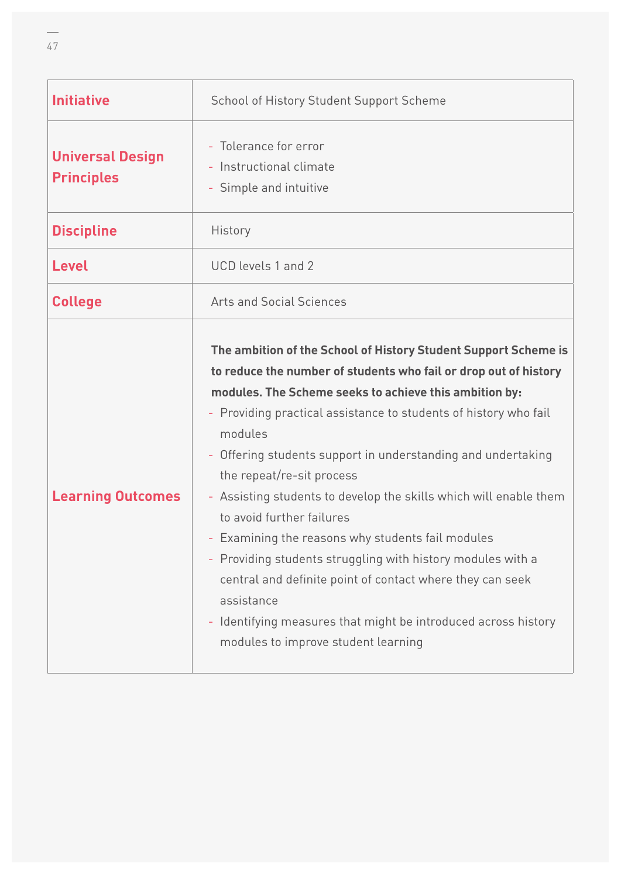| Initiative | School of History Student Support Scheme |
|---|---|
| Universal Design Principles | - Tolerance for error<br>- Instructional climate<br>- Simple and intuitive |
| Discipline | History |
| Level | UCD levels 1 and 2 |
| College | Arts and Social Sciences |
| Learning Outcomes | **The ambition of the School of History Student Support Scheme is to reduce the number of students who fail or drop out of history modules. The Scheme seeks to achieve this ambition by:**<br>- Providing practical assistance to students of history who fail modules<br>- Offering students support in understanding and undertaking the repeat/re-sit process<br>- Assisting students to develop the skills which will enable them to avoid further failures<br>- Examining the reasons why students fail modules<br>- Providing students struggling with history modules with a central and definite point of contact where they can seek assistance<br>- Identifying measures that might be introduced across history modules to improve student learning |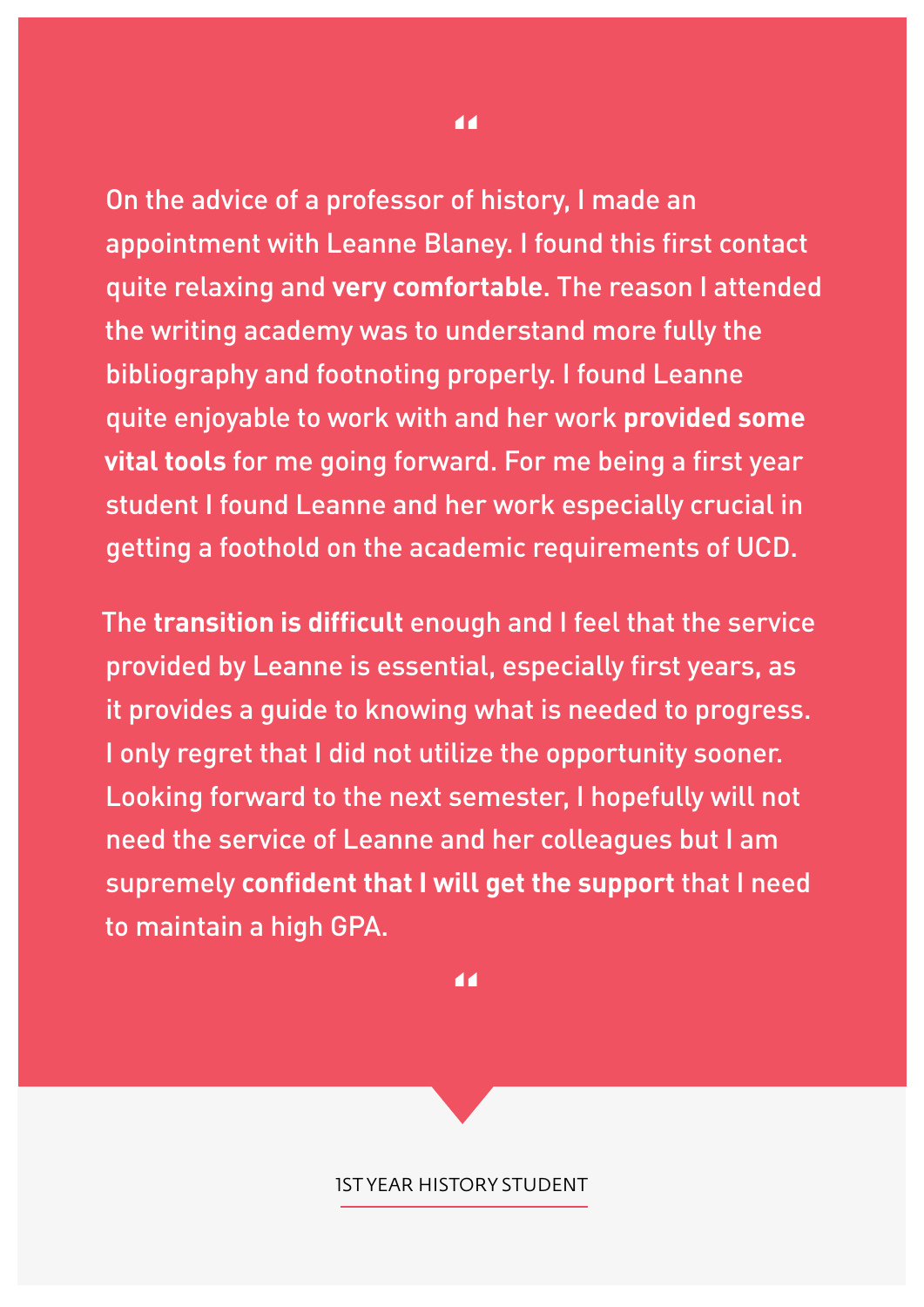"

On the advice of a professor of history, I made an appointment with Leanne Blaney. I found this first contact quite relaxing and **very comfortable**. The reason I attended the writing academy was to understand more fully the bibliography and footnoting properly. I found Leanne quite enjoyable to work with and her work **provided some vital tools** for me going forward. For me being a first year student I found Leanne and her work especially crucial in getting a foothold on the academic requirements of UCD.

The **transition is difficult** enough and I feel that the service provided by Leanne is essential, especially first years, as it provides a guide to knowing what is needed to progress. I only regret that I did not utilize the opportunity sooner. Looking forward to the next semester, I hopefully will not need the service of Leanne and her colleagues but I am supremely **confident that I will get the support** that I need to maintain a high GPA.

"

1ST YEAR HISTORY STUDENT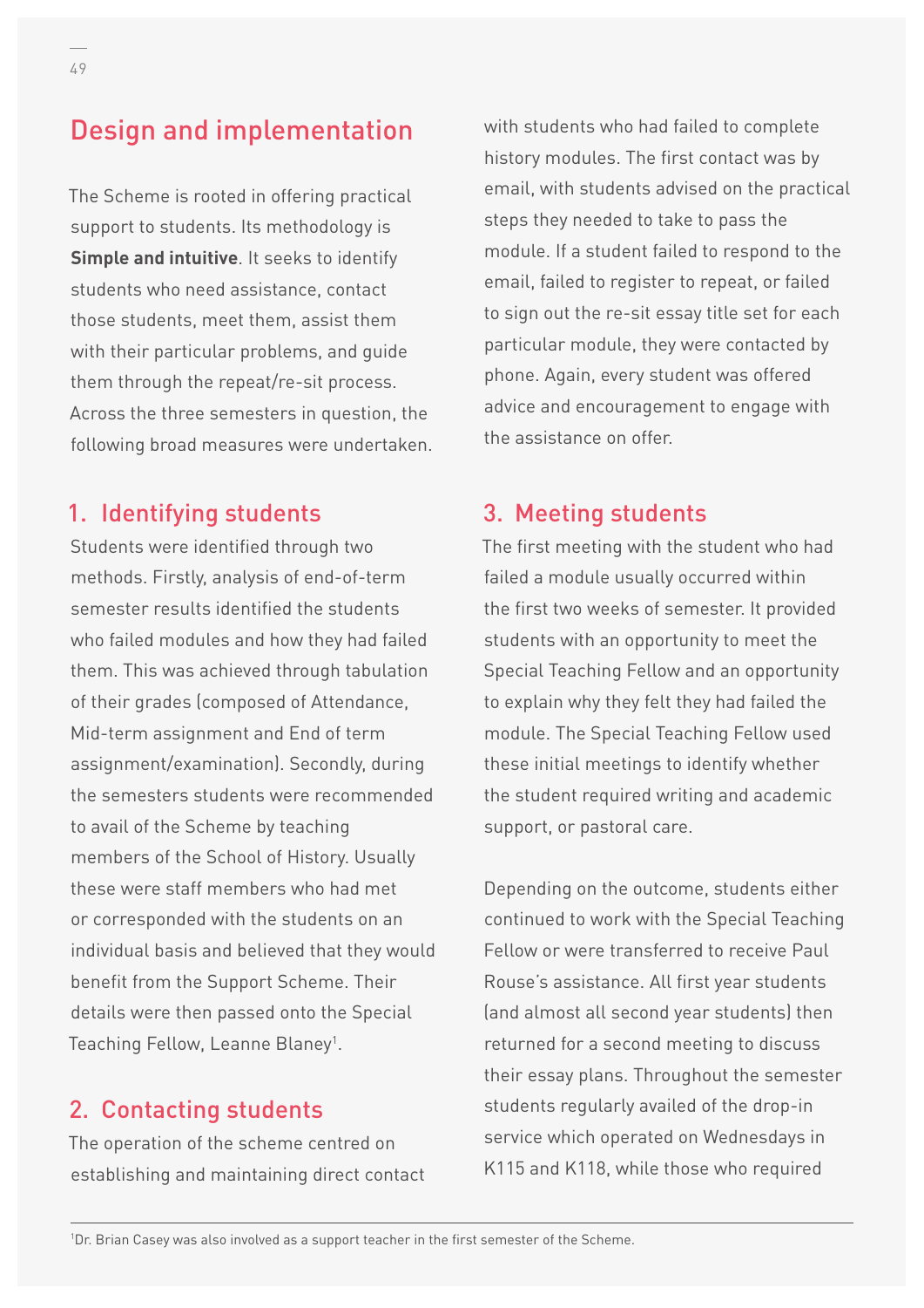## Design and implementation

The Scheme is rooted in offering practical support to students. Its methodology is **Simple and intuitive**. It seeks to identify students who need assistance, contact those students, meet them, assist them with their particular problems, and guide them through the repeat/re-sit process. Across the three semesters in question, the following broad measures were undertaken.

### 1. Identifying students

Students were identified through two methods. Firstly, analysis of end-of-term semester results identified the students who failed modules and how they had failed them. This was achieved through tabulation of their grades (composed of Attendance, Mid-term assignment and End of term assignment/examination). Secondly, during the semesters students were recommended to avail of the Scheme by teaching members of the School of History. Usually these were staff members who had met or corresponded with the students on an individual basis and believed that they would benefit from the Support Scheme. Their details were then passed onto the Special Teaching Fellow, Leanne Blaney[1].

### 2. Contacting students

The operation of the scheme centred on establishing and maintaining direct contact with students who had failed to complete history modules. The first contact was by email, with students advised on the practical steps they needed to take to pass the module. If a student failed to respond to the email, failed to register to repeat, or failed to sign out the re-sit essay title set for each particular module, they were contacted by phone. Again, every student was offered advice and encouragement to engage with the assistance on offer.

### 3. Meeting students

The first meeting with the student who had failed a module usually occurred within the first two weeks of semester. It provided students with an opportunity to meet the Special Teaching Fellow and an opportunity to explain why they felt they had failed the module. The Special Teaching Fellow used these initial meetings to identify whether the student required writing and academic support, or pastoral care.

Depending on the outcome, students either continued to work with the Special Teaching Fellow or were transferred to receive Paul Rouse's assistance. All first year students (and almost all second year students) then returned for a second meeting to discuss their essay plans. Throughout the semester students regularly availed of the drop-in service which operated on Wednesdays in K115 and K118, while those who required

---

[1] Dr. Brian Casey was also involved as a support teacher in the first semester of the Scheme.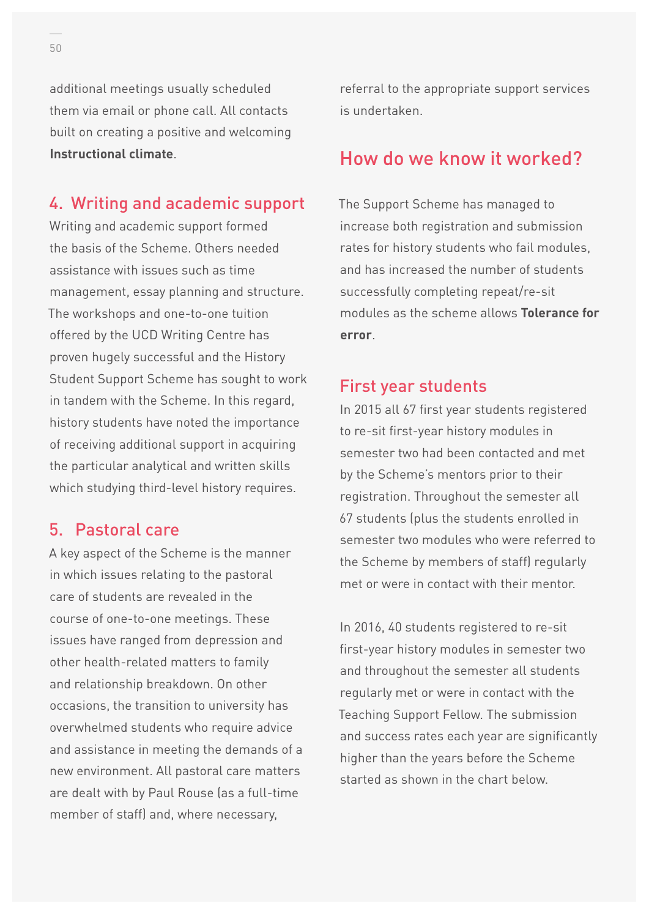additional meetings usually scheduled them via email or phone call. All contacts built on creating a positive and welcoming **Instructional climate**.

## 4. Writing and academic support

Writing and academic support formed the basis of the Scheme. Others needed assistance with issues such as time management, essay planning and structure. The workshops and one-to-one tuition offered by the UCD Writing Centre has proven hugely successful and the History Student Support Scheme has sought to work in tandem with the Scheme. In this regard, history students have noted the importance of receiving additional support in acquiring the particular analytical and written skills which studying third-level history requires.

## 5. Pastoral care

A key aspect of the Scheme is the manner in which issues relating to the pastoral care of students are revealed in the course of one-to-one meetings. These issues have ranged from depression and other health-related matters to family and relationship breakdown. On other occasions, the transition to university has overwhelmed students who require advice and assistance in meeting the demands of a new environment. All pastoral care matters are dealt with by Paul Rouse (as a full-time member of staff) and, where necessary, referral to the appropriate support services is undertaken.

## How do we know it worked?

The Support Scheme has managed to increase both registration and submission rates for history students who fail modules, and has increased the number of students successfully completing repeat/re-sit modules as the scheme allows **Tolerance for error**.

## First year students

In 2015 all 67 first year students registered to re-sit first-year history modules in semester two had been contacted and met by the Scheme's mentors prior to their registration. Throughout the semester all 67 students (plus the students enrolled in semester two modules who were referred to the Scheme by members of staff) regularly met or were in contact with their mentor.

In 2016, 40 students registered to re-sit first-year history modules in semester two and throughout the semester all students regularly met or were in contact with the Teaching Support Fellow. The submission and success rates each year are significantly higher than the years before the Scheme started as shown in the chart below.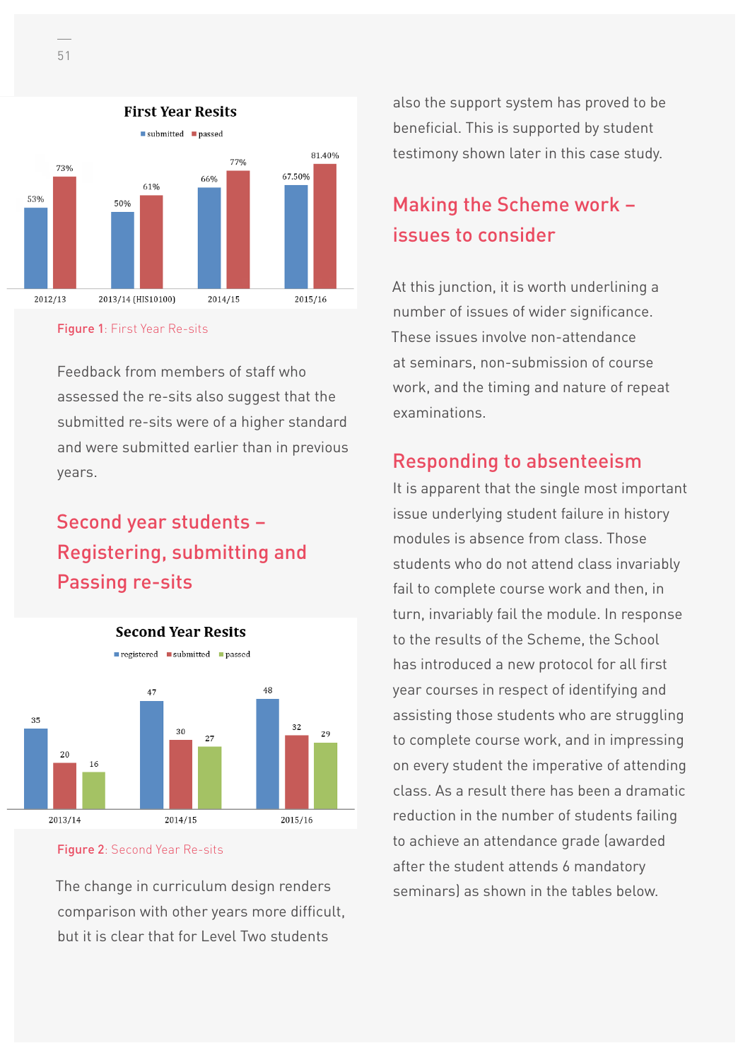**First Year Resits**

| | 2012/13 | 2013/14 (HIS10100) | 2014/15 | 2015/16 |
|---|---|---|---|---|
| submitted | 53% | 50% | 66% | 67.50% |
| passed | 73% | 61% | 77% | 81.40% |

Figure 1: First Year Re-sits

Feedback from members of staff who assessed the re-sits also suggest that the submitted re-sits were of a higher standard and were submitted earlier than in previous years.

## Second year students – Registering, submitting and Passing re-sits

**Second Year Resits**

| | 2013/14 | 2014/15 | 2015/16 |
|---|---|---|---|
| registered | 35 | 47 | 48 |
| submitted | 20 | 30 | 32 |
| passed | 16 | 27 | 29 |

Figure 2: Second Year Re-sits

The change in curriculum design renders comparison with other years more difficult, but it is clear that for Level Two students also the support system has proved to be beneficial. This is supported by student testimony shown later in this case study.

## Making the Scheme work – issues to consider

At this junction, it is worth underlining a number of issues of wider significance. These issues involve non-attendance at seminars, non-submission of course work, and the timing and nature of repeat examinations.

## Responding to absenteeism

It is apparent that the single most important issue underlying student failure in history modules is absence from class. Those students who do not attend class invariably fail to complete course work and then, in turn, invariably fail the module. In response to the results of the Scheme, the School has introduced a new protocol for all first year courses in respect of identifying and assisting those students who are struggling to complete course work, and in impressing on every student the imperative of attending class. As a result there has been a dramatic reduction in the number of students failing to achieve an attendance grade (awarded after the student attends 6 mandatory seminars) as shown in the tables below.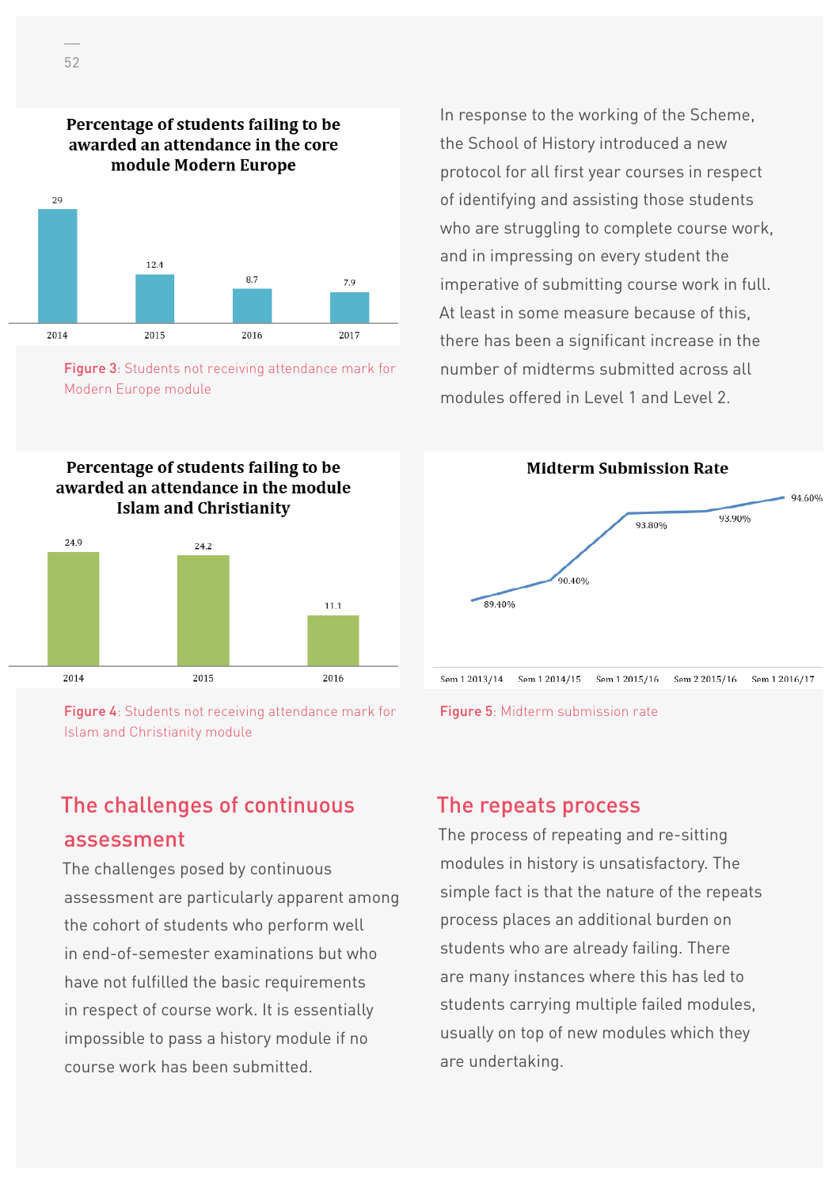**Percentage of students failing to be awarded an attendance in the core module Modern Europe**

| Year | Percentage |
|---|---|
| 2014 | 29 |
| 2015 | 12.4 |
| 2016 | 8.7 |
| 2017 | 7.9 |

Figure 3: Students not receiving attendance mark for Modern Europe module

In response to the working of the Scheme, the School of History introduced a new protocol for all first year courses in respect of identifying and assisting those students who are struggling to complete course work, and in impressing on every student the imperative of submitting course work in full. At least in some measure because of this, there has been a significant increase in the number of midterms submitted across all modules offered in Level 1 and Level 2.

**Percentage of students failing to be awarded an attendance in the module Islam and Christianity**

| Year | Percentage |
|---|---|
| 2014 | 24.9 |
| 2015 | 24.2 |
| 2016 | 11.1 |

Figure 4: Students not receiving attendance mark for Islam and Christianity module

**Midterm Submission Rate**

| Semester | Submission Rate |
|---|---|
| Sem 1 2013/14 | 89.40% |
| Sem 1 2014/15 | 90.40% |
| Sem 1 2015/16 | 93.80% |
| Sem 2 2015/16 | 93.90% |
| Sem 1 2016/17 | 94.60% |

Figure 5: Midterm submission rate

## The challenges of continuous assessment

The challenges posed by continuous assessment are particularly apparent among the cohort of students who perform well in end-of-semester examinations but who have not fulfilled the basic requirements in respect of course work. It is essentially impossible to pass a history module if no course work has been submitted.

## The repeats process

The process of repeating and re-sitting modules in history is unsatisfactory. The simple fact is that the nature of the repeats process places an additional burden on students who are already failing. There are many instances where this has led to students carrying multiple failed modules, usually on top of new modules which they are undertaking.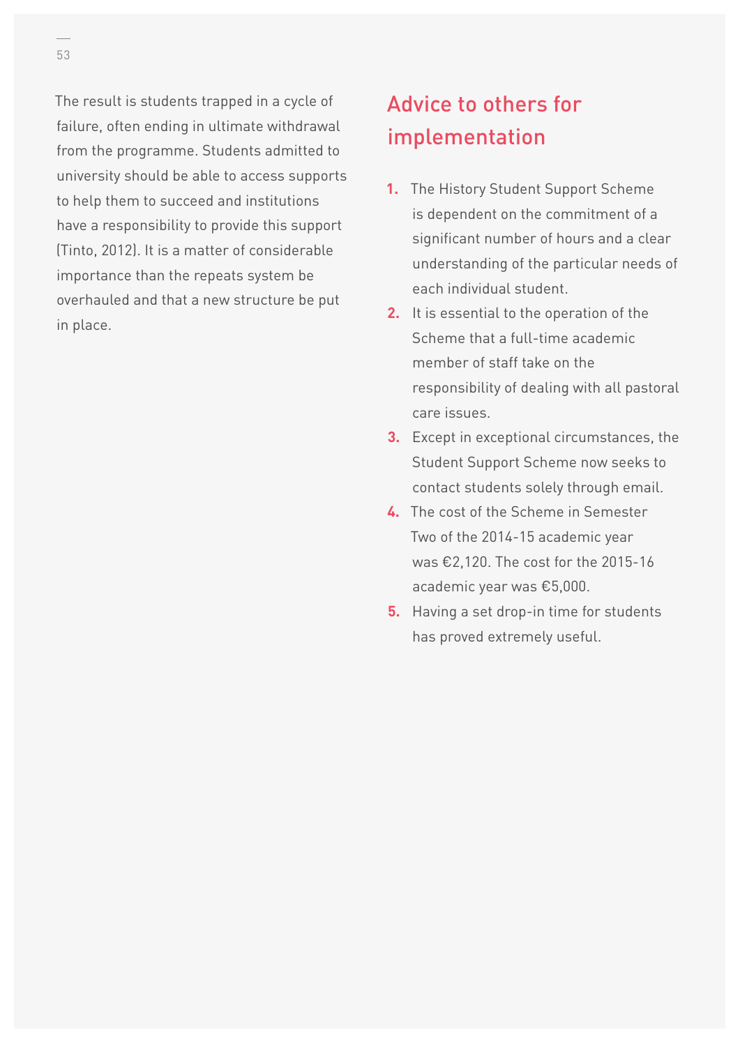The result is students trapped in a cycle of failure, often ending in ultimate withdrawal from the programme. Students admitted to university should be able to access supports to help them to succeed and institutions have a responsibility to provide this support (Tinto, 2012). It is a matter of considerable importance than the repeats system be overhauled and that a new structure be put in place.

## Advice to others for implementation

1. The History Student Support Scheme is dependent on the commitment of a significant number of hours and a clear understanding of the particular needs of each individual student.
2. It is essential to the operation of the Scheme that a full-time academic member of staff take on the responsibility of dealing with all pastoral care issues.
3. Except in exceptional circumstances, the Student Support Scheme now seeks to contact students solely through email.
4. The cost of the Scheme in Semester Two of the 2014-15 academic year was €2,120. The cost for the 2015-16 academic year was €5,000.
5. Having a set drop-in time for students has proved extremely useful.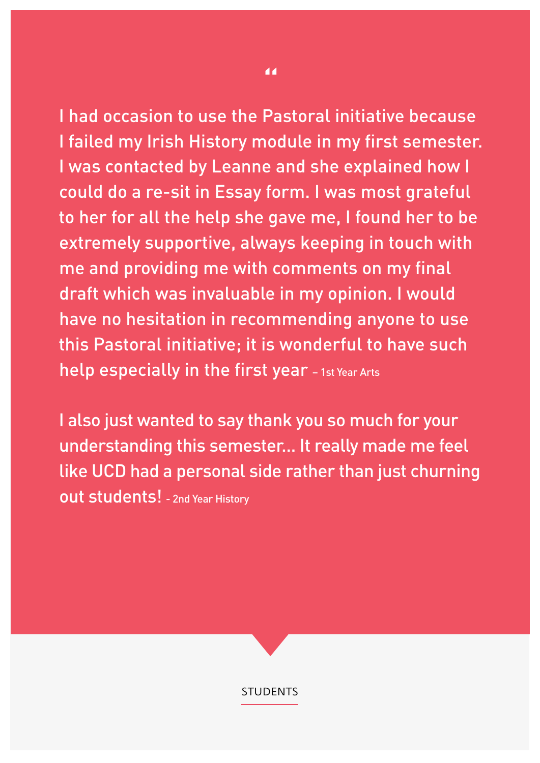"

I had occasion to use the Pastoral initiative because I failed my Irish History module in my first semester. I was contacted by Leanne and she explained how I could do a re-sit in Essay form. I was most grateful to her for all the help she gave me, I found her to be extremely supportive, always keeping in touch with me and providing me with comments on my final draft which was invaluable in my opinion. I would have no hesitation in recommending anyone to use this Pastoral initiative; it is wonderful to have such help especially in the first year – 1st Year Arts

I also just wanted to say thank you so much for your understanding this semester... It really made me feel like UCD had a personal side rather than just churning out students! - 2nd Year History

STUDENTS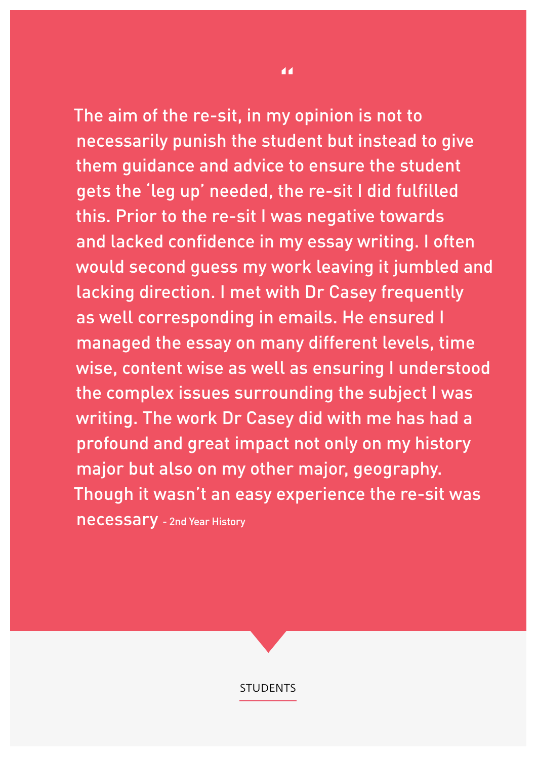“

The aim of the re-sit, in my opinion is not to necessarily punish the student but instead to give them guidance and advice to ensure the student gets the ‘leg up’ needed, the re-sit I did fulfilled this. Prior to the re-sit I was negative towards and lacked confidence in my essay writing. I often would second guess my work leaving it jumbled and lacking direction. I met with Dr Casey frequently as well corresponding in emails. He ensured I managed the essay on many different levels, time wise, content wise as well as ensuring I understood the complex issues surrounding the subject I was writing. The work Dr Casey did with me has had a profound and great impact not only on my history major but also on my other major, geography. Though it wasn’t an easy experience the re-sit was necessary - 2nd Year History

STUDENTS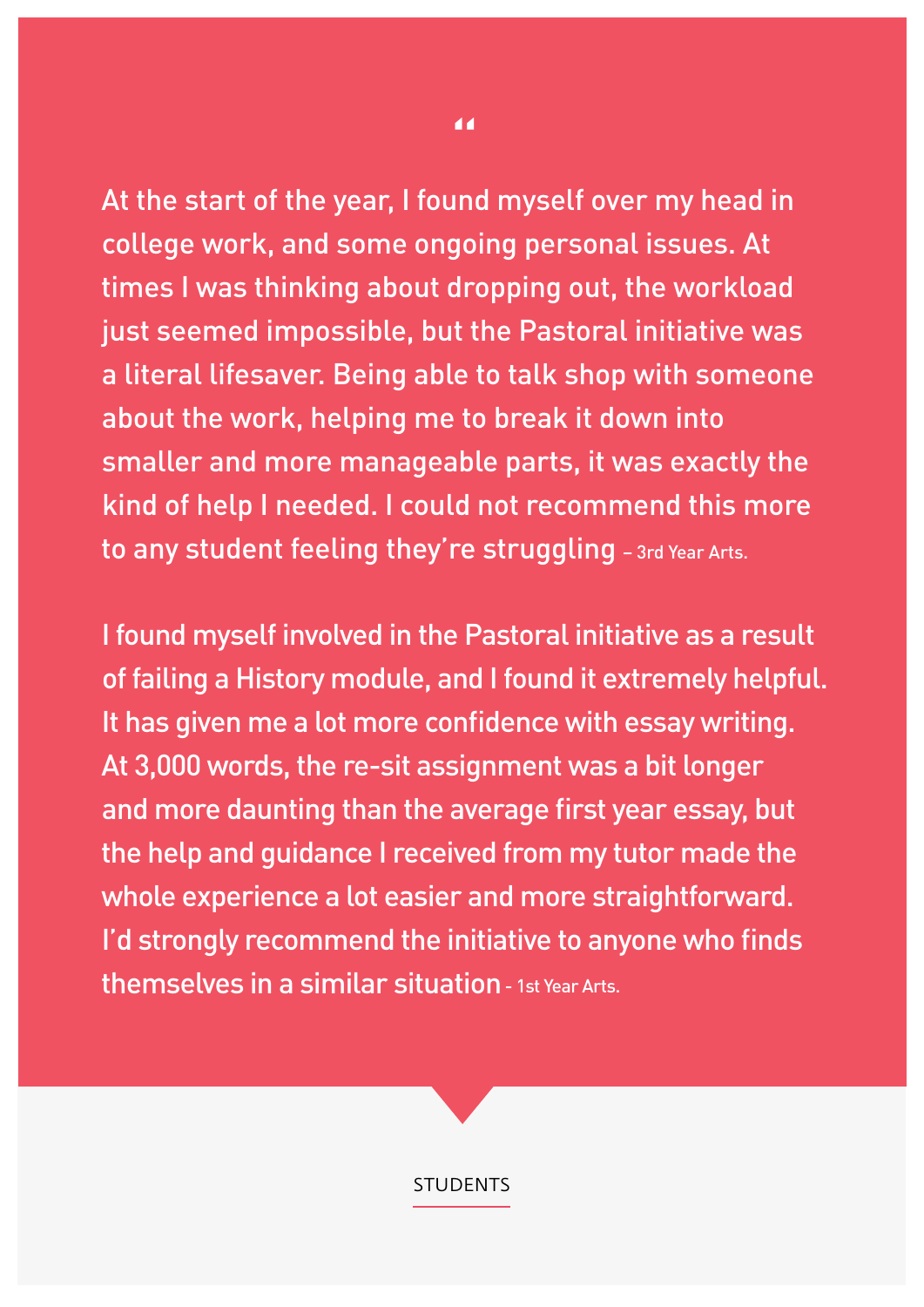"

At the start of the year, I found myself over my head in college work, and some ongoing personal issues. At times I was thinking about dropping out, the workload just seemed impossible, but the Pastoral initiative was a literal lifesaver. Being able to talk shop with someone about the work, helping me to break it down into smaller and more manageable parts, it was exactly the kind of help I needed. I could not recommend this more to any student feeling they're struggling – 3rd Year Arts.

I found myself involved in the Pastoral initiative as a result of failing a History module, and I found it extremely helpful. It has given me a lot more confidence with essay writing. At 3,000 words, the re-sit assignment was a bit longer and more daunting than the average first year essay, but the help and guidance I received from my tutor made the whole experience a lot easier and more straightforward. I'd strongly recommend the initiative to anyone who finds themselves in a similar situation - 1st Year Arts.

STUDENTS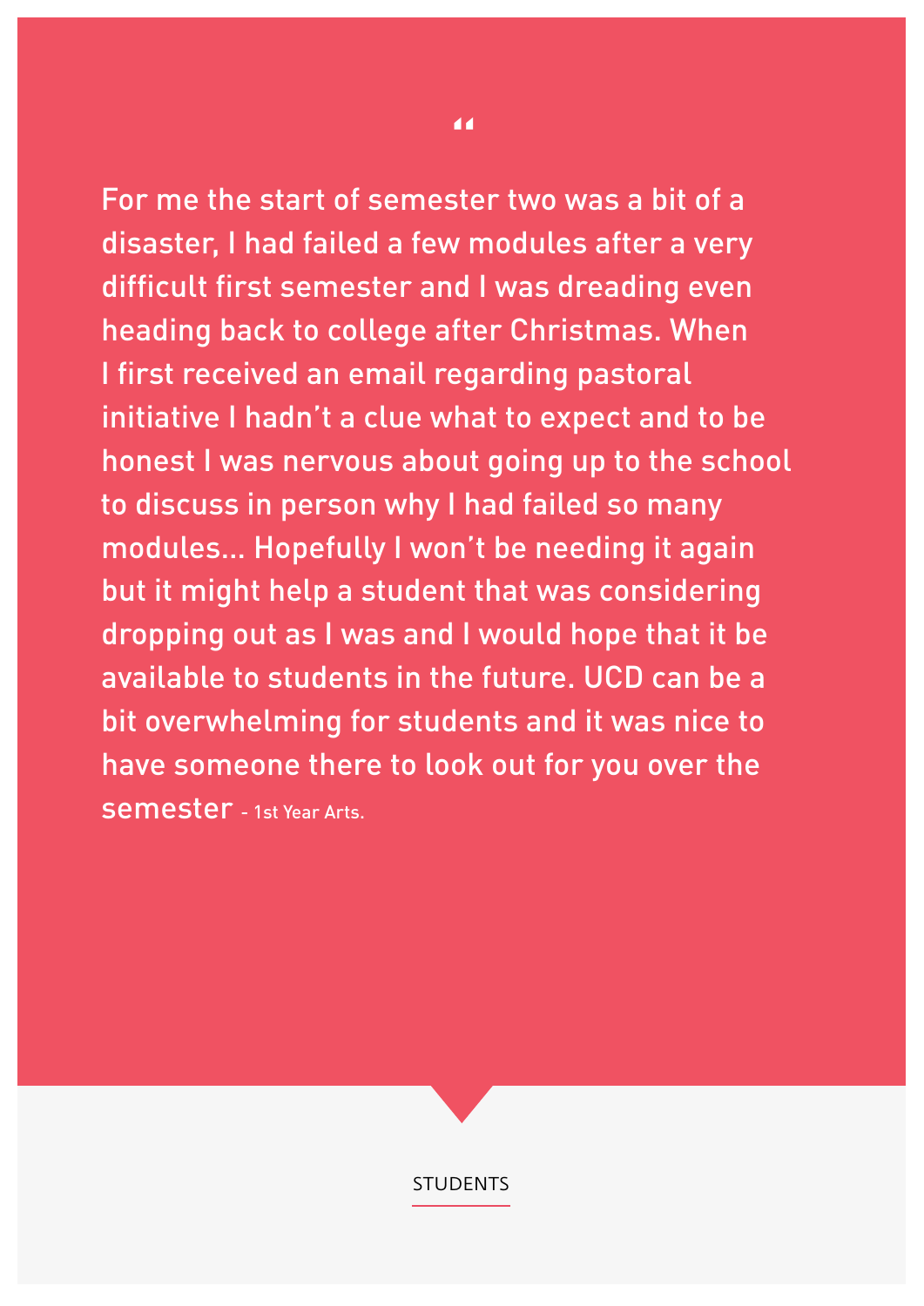"

For me the start of semester two was a bit of a disaster, I had failed a few modules after a very difficult first semester and I was dreading even heading back to college after Christmas. When I first received an email regarding pastoral initiative I hadn't a clue what to expect and to be honest I was nervous about going up to the school to discuss in person why I had failed so many modules... Hopefully I won't be needing it again but it might help a student that was considering dropping out as I was and I would hope that it be available to students in the future. UCD can be a bit overwhelming for students and it was nice to have someone there to look out for you over the semester - 1st Year Arts.

STUDENTS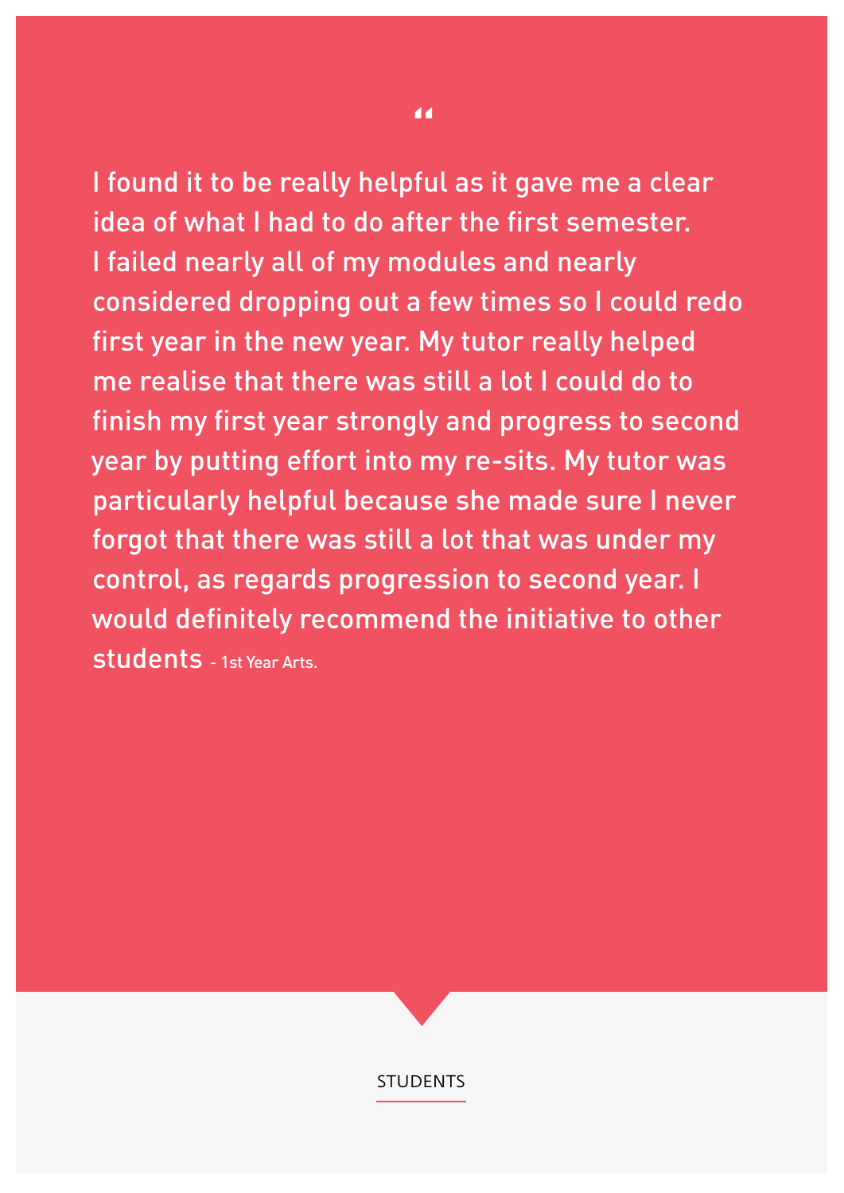"

I found it to be really helpful as it gave me a clear idea of what I had to do after the first semester. I failed nearly all of my modules and nearly considered dropping out a few times so I could redo first year in the new year. My tutor really helped me realise that there was still a lot I could do to finish my first year strongly and progress to second year by putting effort into my re-sits. My tutor was particularly helpful because she made sure I never forgot that there was still a lot that was under my control, as regards progression to second year. I would definitely recommend the initiative to other students - 1st Year Arts.

STUDENTS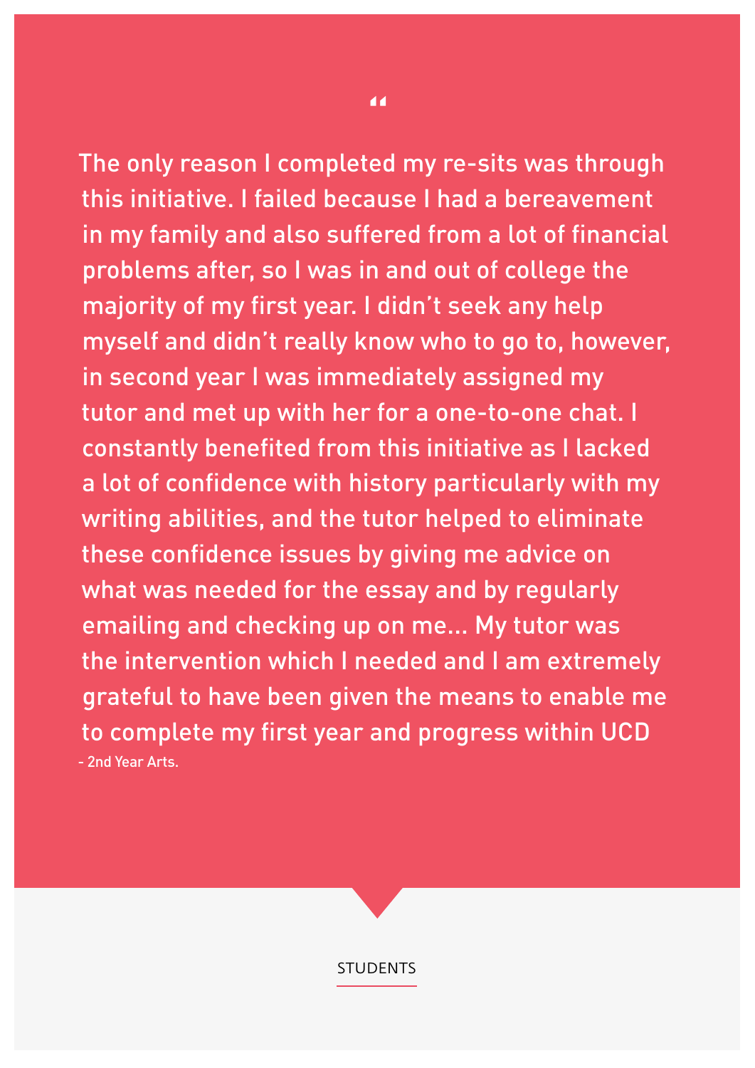> The only reason I completed my re-sits was through this initiative. I failed because I had a bereavement in my family and also suffered from a lot of financial problems after, so I was in and out of college the majority of my first year. I didn't seek any help myself and didn't really know who to go to, however, in second year I was immediately assigned my tutor and met up with her for a one-to-one chat. I constantly benefited from this initiative as I lacked a lot of confidence with history particularly with my writing abilities, and the tutor helped to eliminate these confidence issues by giving me advice on what was needed for the essay and by regularly emailing and checking up on me... My tutor was the intervention which I needed and I am extremely grateful to have been given the means to enable me to complete my first year and progress within UCD
>
> - 2nd Year Arts.

STUDENTS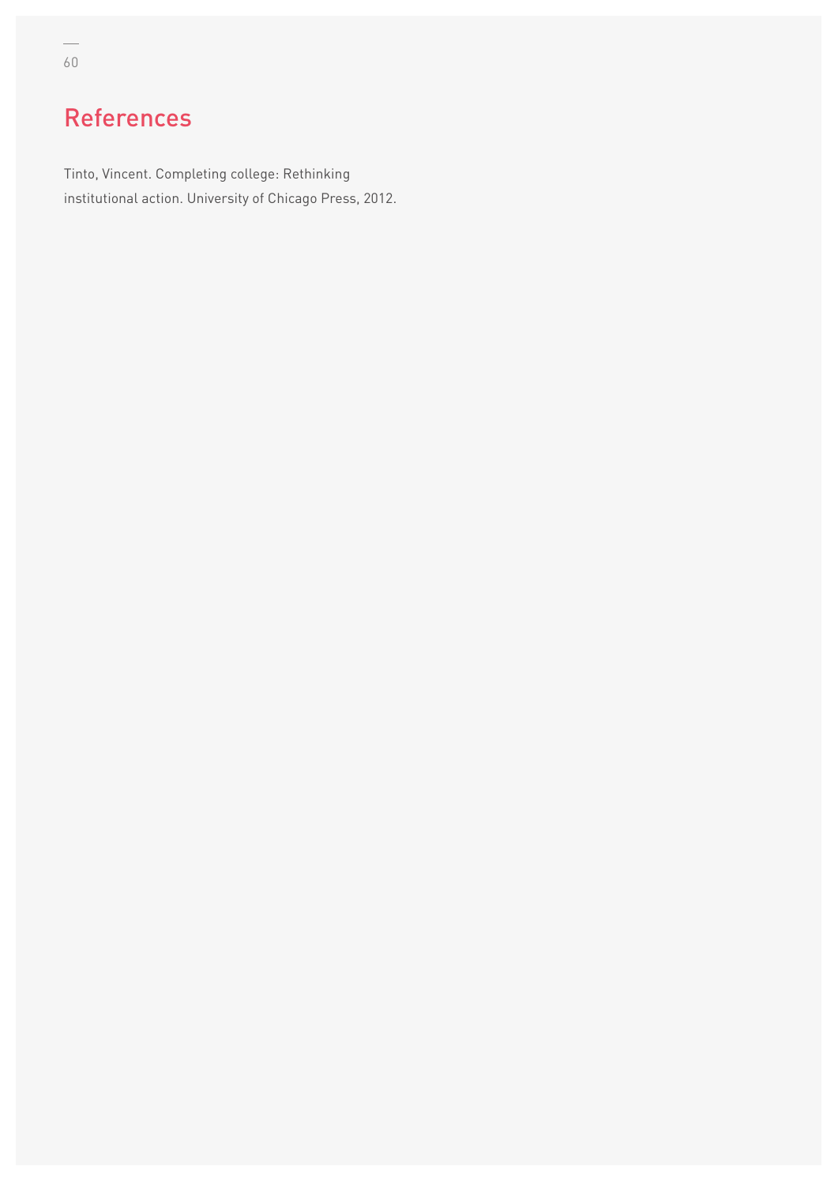# References

Tinto, Vincent. Completing college: Rethinking institutional action. University of Chicago Press, 2012.